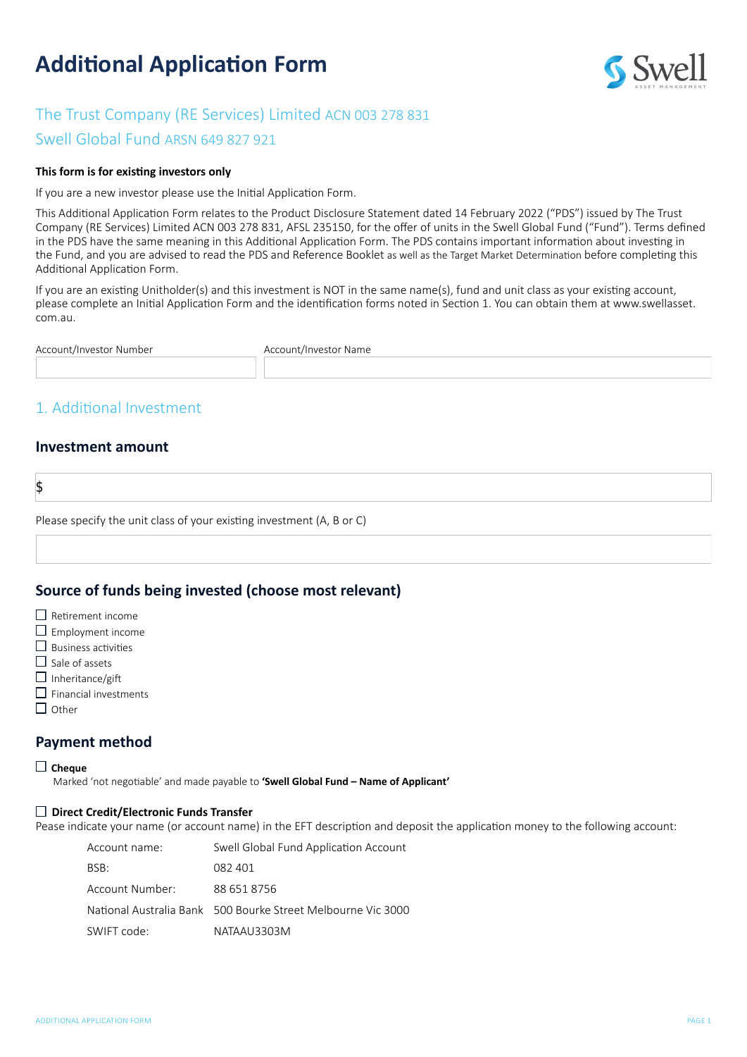# Additional Application Form

## The Trust Company (RE Services) Limited ACN 003 278 831

## Swell Global Fund ARSN 649 827 921

**This form is for existing investors only**

If you are a new investor please use the Initial Application Form.

This Additional Application Form relates to the Product Disclosure Statement dated 14 February 2022 ("PDS") issued by The Trust Company (RE Services) Limited ACN 003 278 831, AFSL 235150, for the offer of units in the Swell Global Fund ("Fund"). Terms defined in the PDS have the same meaning in this Additional Application Form. The PDS contains important information about investing in the Fund, and you are advised to read the PDS and Reference Booklet as well as the Target Market Determination before completing this Additional Application Form.

If you are an existing Unitholder(s) and this investment is NOT in the same name(s), fund and unit class as your existing account, please complete an Initial Application Form and the identification forms noted in Section 1. You can obtain them at www.swellasset.com.au.

| Account/Investor Number | Account/Investor Name |
|---|---|
| | |

## 1. Additional Investment

### Investment amount

$

Please specify the unit class of your existing investment (A, B or C)

### Source of funds being invested (choose most relevant)

- ☐ Retirement income
- ☐ Employment income
- ☐ Business activities
- ☐ Sale of assets
- ☐ Inheritance/gift
- ☐ Financial investments
- ☐ Other

### Payment method

☐ **Cheque**
Marked 'not negotiable' and made payable to **'Swell Global Fund – Name of Applicant'**

☐ **Direct Credit/Electronic Funds Transfer**
Pease indicate your name (or account name) in the EFT description and deposit the application money to the following account:

| | |
|---|---|
| Account name: | Swell Global Fund Application Account |
| BSB: | 082 401 |
| Account Number: | 88 651 8756 |
| National Australia Bank | 500 Bourke Street Melbourne Vic 3000 |
| SWIFT code: | NATAAU3303M |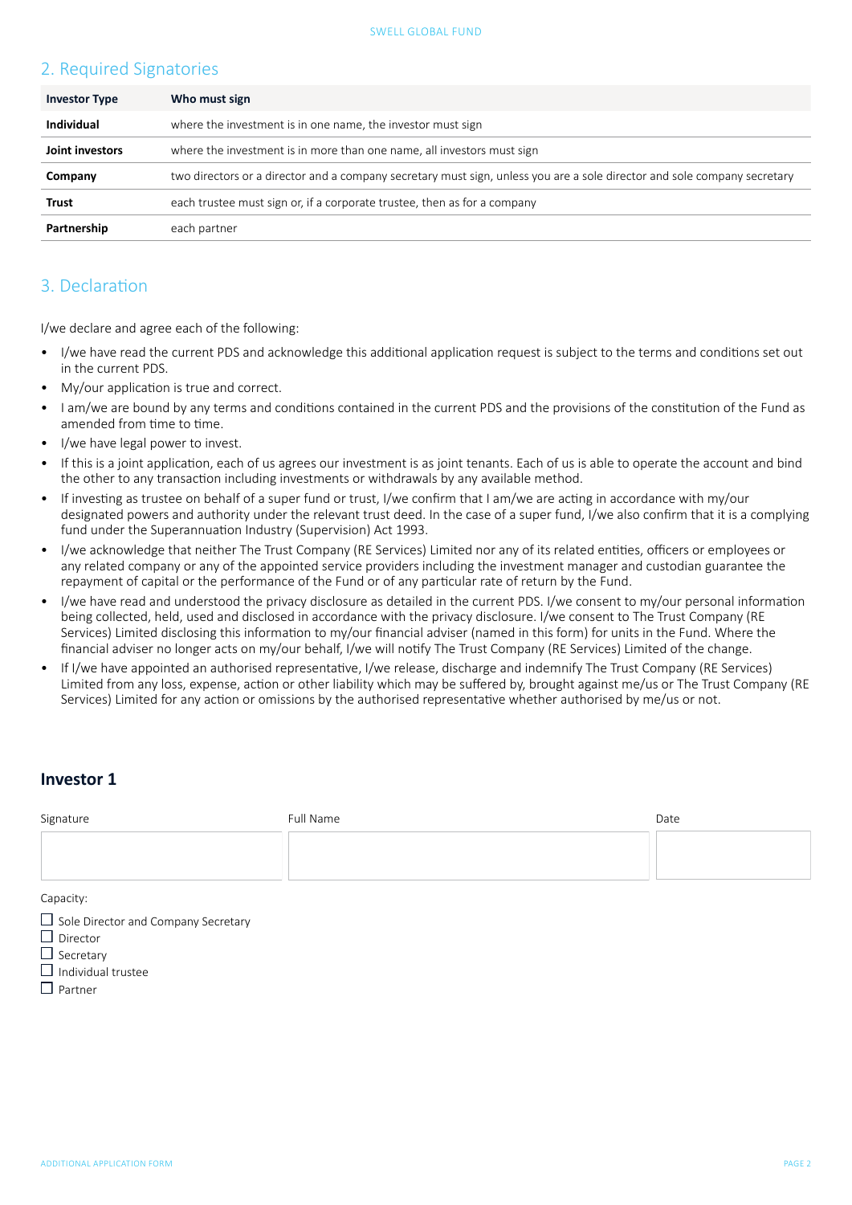## 2. Required Signatories

| Investor Type | Who must sign |
|---|---|
| **Individual** | where the investment is in one name, the investor must sign |
| **Joint investors** | where the investment is in more than one name, all investors must sign |
| **Company** | two directors or a director and a company secretary must sign, unless you are a sole director and sole company secretary |
| **Trust** | each trustee must sign or, if a corporate trustee, then as for a company |
| **Partnership** | each partner |

## 3. Declaration

I/we declare and agree each of the following:

- I/we have read the current PDS and acknowledge this additional application request is subject to the terms and conditions set out in the current PDS.
- My/our application is true and correct.
- I am/we are bound by any terms and conditions contained in the current PDS and the provisions of the constitution of the Fund as amended from time to time.
- I/we have legal power to invest.
- If this is a joint application, each of us agrees our investment is as joint tenants. Each of us is able to operate the account and bind the other to any transaction including investments or withdrawals by any available method.
- If investing as trustee on behalf of a super fund or trust, I/we confirm that I am/we are acting in accordance with my/our designated powers and authority under the relevant trust deed. In the case of a super fund, I/we also confirm that it is a complying fund under the Superannuation Industry (Supervision) Act 1993.
- I/we acknowledge that neither The Trust Company (RE Services) Limited nor any of its related entities, officers or employees or any related company or any of the appointed service providers including the investment manager and custodian guarantee the repayment of capital or the performance of the Fund or of any particular rate of return by the Fund.
- I/we have read and understood the privacy disclosure as detailed in the current PDS. I/we consent to my/our personal information being collected, held, used and disclosed in accordance with the privacy disclosure. I/we consent to The Trust Company (RE Services) Limited disclosing this information to my/our financial adviser (named in this form) for units in the Fund. Where the financial adviser no longer acts on my/our behalf, I/we will notify The Trust Company (RE Services) Limited of the change.
- If I/we have appointed an authorised representative, I/we release, discharge and indemnify The Trust Company (RE Services) Limited from any loss, expense, action or other liability which may be suffered by, brought against me/us or The Trust Company (RE Services) Limited for any action or omissions by the authorised representative whether authorised by me/us or not.

### Investor 1

| Signature | Full Name | Date |
|---|---|---|
| | | |

Capacity:

- ☐ Sole Director and Company Secretary
- ☐ Director
- ☐ Secretary
- ☐ Individual trustee
- ☐ Partner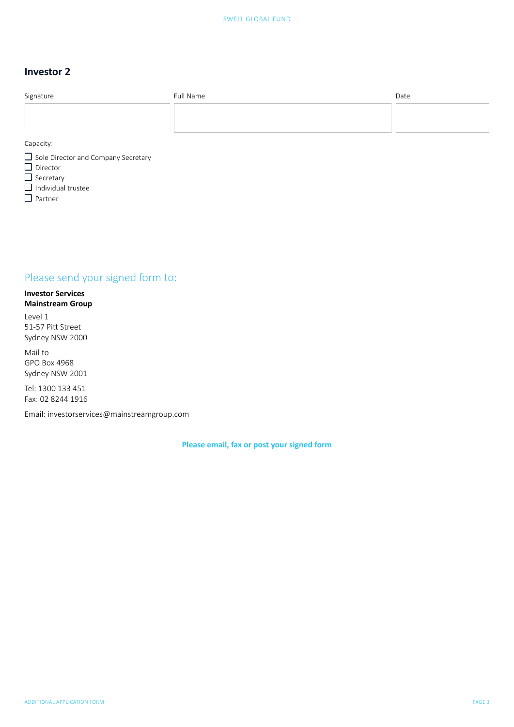## Investor 2

| Signature | Full Name | Date |
| --- | --- | --- |
| | | |

Capacity:

- ☐ Sole Director and Company Secretary
- ☐ Director
- ☐ Secretary
- ☐ Individual trustee
- ☐ Partner

## Please send your signed form to:

**Investor Services**
**Mainstream Group**

Level 1
51-57 Pitt Street
Sydney NSW 2000

Mail to
GPO Box 4968
Sydney NSW 2001

Tel: 1300 133 451
Fax: 02 8244 1916

Email: investorservices@mainstreamgroup.com

**Please email, fax or post your signed form**